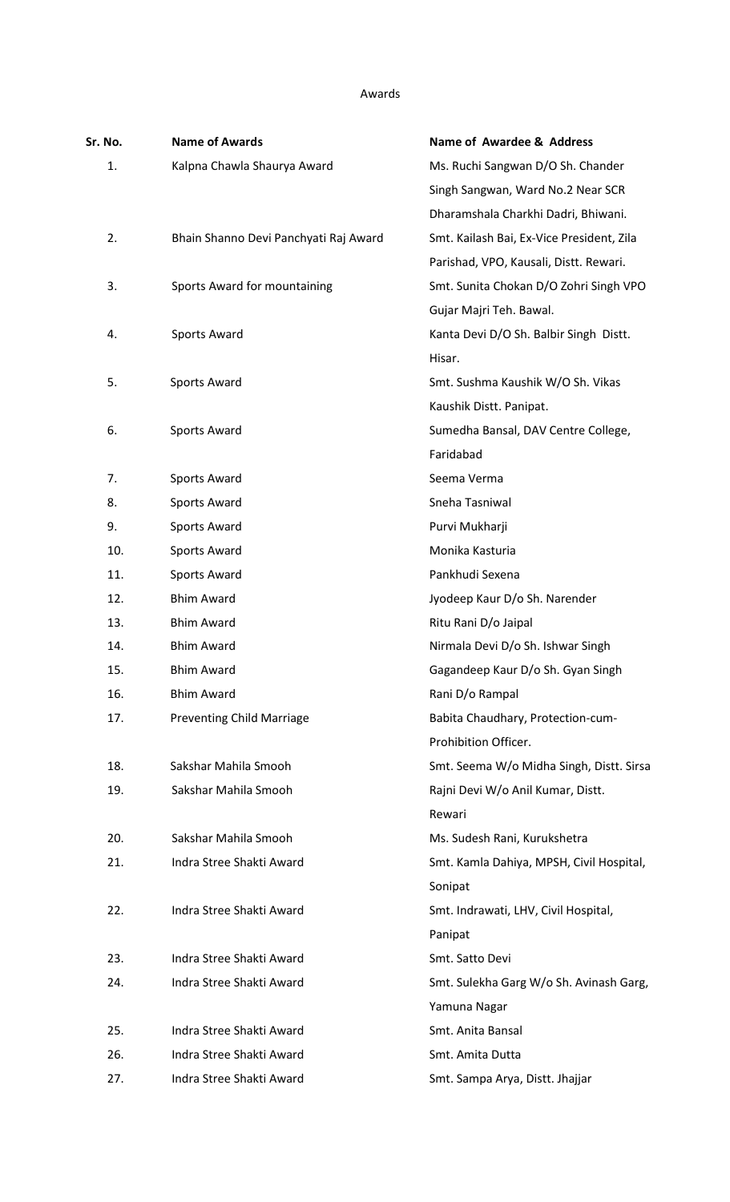Awards

| Sr. No. | Name of Awards | Name of Awardee & Address |
|---|---|---|
| 1. | Kalpna Chawla Shaurya Award | Ms. Ruchi Sangwan D/O Sh. Chander Singh Sangwan, Ward No.2 Near SCR Dharamshala Charkhi Dadri, Bhiwani. |
| 2. | Bhain Shanno Devi Panchyati Raj Award | Smt. Kailash Bai, Ex-Vice President, Zila Parishad, VPO, Kausali, Distt. Rewari. |
| 3. | Sports Award for mountaining | Smt. Sunita Chokan D/O Zohri Singh VPO Gujar Majri Teh. Bawal. |
| 4. | Sports Award | Kanta Devi D/O Sh. Balbir Singh Distt. Hisar. |
| 5. | Sports Award | Smt. Sushma Kaushik W/O Sh. Vikas Kaushik Distt. Panipat. |
| 6. | Sports Award | Sumedha Bansal, DAV Centre College, Faridabad |
| 7. | Sports Award | Seema Verma |
| 8. | Sports Award | Sneha Tasniwal |
| 9. | Sports Award | Purvi Mukharji |
| 10. | Sports Award | Monika Kasturia |
| 11. | Sports Award | Pankhudi Sexena |
| 12. | Bhim Award | Jyodeep Kaur D/o Sh. Narender |
| 13. | Bhim Award | Ritu Rani D/o Jaipal |
| 14. | Bhim Award | Nirmala Devi D/o Sh. Ishwar Singh |
| 15. | Bhim Award | Gagandeep Kaur D/o Sh. Gyan Singh |
| 16. | Bhim Award | Rani D/o Rampal |
| 17. | Preventing Child Marriage | Babita Chaudhary, Protection-cum-Prohibition Officer. |
| 18. | Sakshar Mahila Smooh | Smt. Seema W/o Midha Singh, Distt. Sirsa |
| 19. | Sakshar Mahila Smooh | Rajni Devi W/o Anil Kumar, Distt. Rewari |
| 20. | Sakshar Mahila Smooh | Ms. Sudesh Rani, Kurukshetra |
| 21. | Indra Stree Shakti Award | Smt. Kamla Dahiya, MPSH, Civil Hospital, Sonipat |
| 22. | Indra Stree Shakti Award | Smt. Indrawati, LHV, Civil Hospital, Panipat |
| 23. | Indra Stree Shakti Award | Smt. Satto Devi |
| 24. | Indra Stree Shakti Award | Smt. Sulekha Garg W/o Sh. Avinash Garg, Yamuna Nagar |
| 25. | Indra Stree Shakti Award | Smt. Anita Bansal |
| 26. | Indra Stree Shakti Award | Smt. Amita Dutta |
| 27. | Indra Stree Shakti Award | Smt. Sampa Arya, Distt. Jhajjar |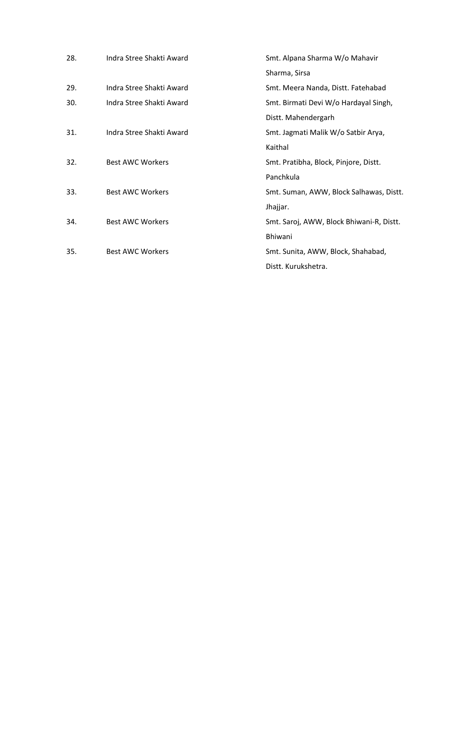| | | |
|---|---|---|
| 28. | Indra Stree Shakti Award | Smt. Alpana Sharma W/o Mahavir Sharma, Sirsa |
| 29. | Indra Stree Shakti Award | Smt. Meera Nanda, Distt. Fatehabad |
| 30. | Indra Stree Shakti Award | Smt. Birmati Devi W/o Hardayal Singh, Distt. Mahendergarh |
| 31. | Indra Stree Shakti Award | Smt. Jagmati Malik W/o Satbir Arya, Kaithal |
| 32. | Best AWC Workers | Smt. Pratibha, Block, Pinjore, Distt. Panchkula |
| 33. | Best AWC Workers | Smt. Suman, AWW, Block Salhawas, Distt. Jhajjar. |
| 34. | Best AWC Workers | Smt. Saroj, AWW, Block Bhiwani-R, Distt. Bhiwani |
| 35. | Best AWC Workers | Smt. Sunita, AWW, Block, Shahabad, Distt. Kurukshetra. |